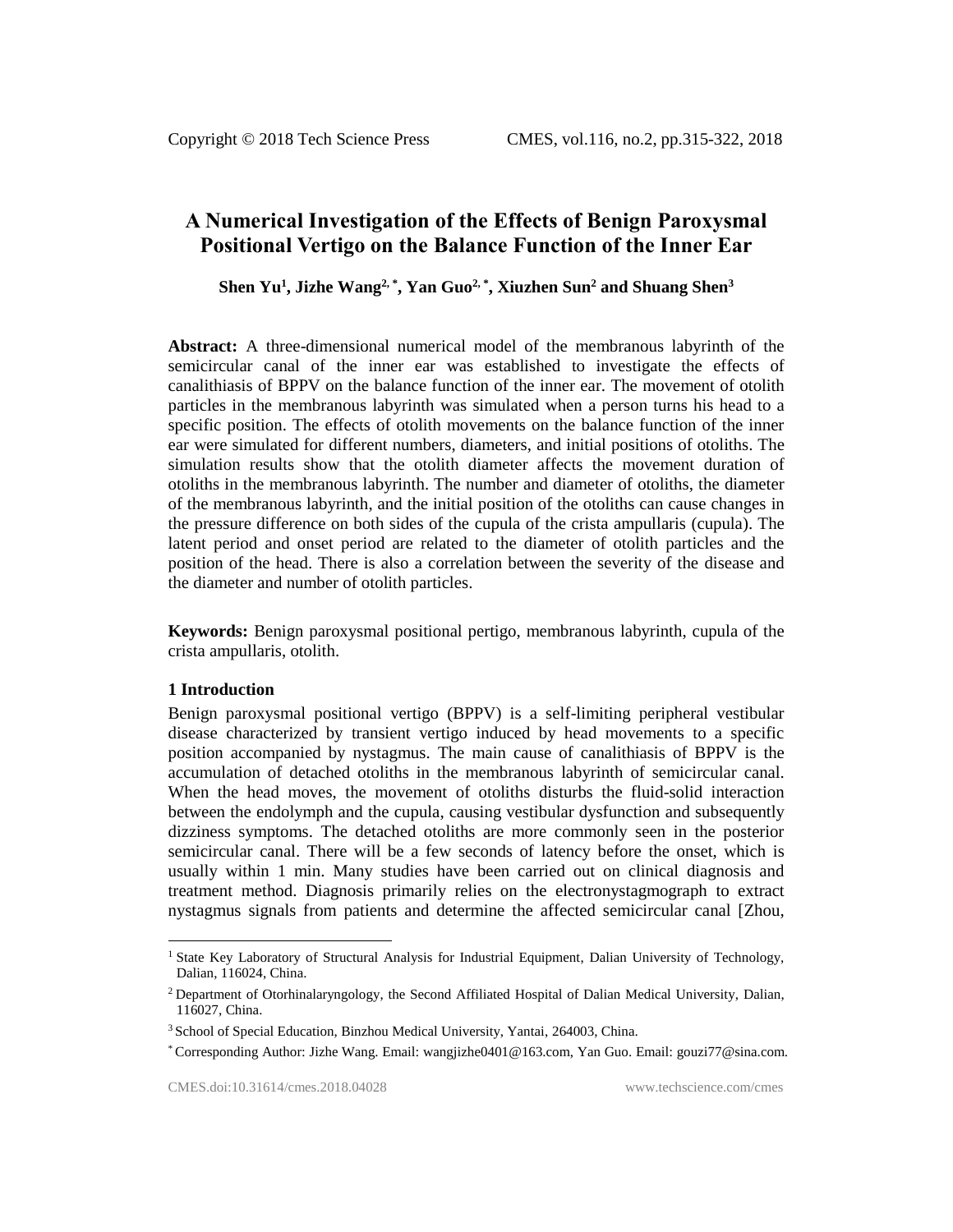# A Numerical Investigation of the Effects of Benign Paroxysmal Positional Vertigo on the Balance Function of the Inner Ear

**Shen Yu[1], Jizhe Wang[2, *], Yan Guo[2, *], Xiuzhen Sun[2] and Shuang Shen[3]**

**Abstract:** A three-dimensional numerical model of the membranous labyrinth of the semicircular canal of the inner ear was established to investigate the effects of canalithiasis of BPPV on the balance function of the inner ear. The movement of otolith particles in the membranous labyrinth was simulated when a person turns his head to a specific position. The effects of otolith movements on the balance function of the inner ear were simulated for different numbers, diameters, and initial positions of otoliths. The simulation results show that the otolith diameter affects the movement duration of otoliths in the membranous labyrinth. The number and diameter of otoliths, the diameter of the membranous labyrinth, and the initial position of the otoliths can cause changes in the pressure difference on both sides of the cupula of the crista ampullaris (cupula). The latent period and onset period are related to the diameter of otolith particles and the position of the head. There is also a correlation between the severity of the disease and the diameter and number of otolith particles.

**Keywords:** Benign paroxysmal positional pertigo, membranous labyrinth, cupula of the crista ampullaris, otolith.

## 1 Introduction

Benign paroxysmal positional vertigo (BPPV) is a self-limiting peripheral vestibular disease characterized by transient vertigo induced by head movements to a specific position accompanied by nystagmus. The main cause of canalithiasis of BPPV is the accumulation of detached otoliths in the membranous labyrinth of semicircular canal. When the head moves, the movement of otoliths disturbs the fluid-solid interaction between the endolymph and the cupula, causing vestibular dysfunction and subsequently dizziness symptoms. The detached otoliths are more commonly seen in the posterior semicircular canal. There will be a few seconds of latency before the onset, which is usually within 1 min. Many studies have been carried out on clinical diagnosis and treatment method. Diagnosis primarily relies on the electronystagmograph to extract nystagmus signals from patients and determine the affected semicircular canal [Zhou,

---

[1] State Key Laboratory of Structural Analysis for Industrial Equipment, Dalian University of Technology, Dalian, 116024, China.

[2] Department of Otorhinalaryngology, the Second Affiliated Hospital of Dalian Medical University, Dalian, 116027, China.

[3] School of Special Education, Binzhou Medical University, Yantai, 264003, China.

[*] Corresponding Author: Jizhe Wang. Email: wangjizhe0401@163.com, Yan Guo. Email: gouzi77@sina.com.

CMES.doi:10.31614/cmes.2018.04028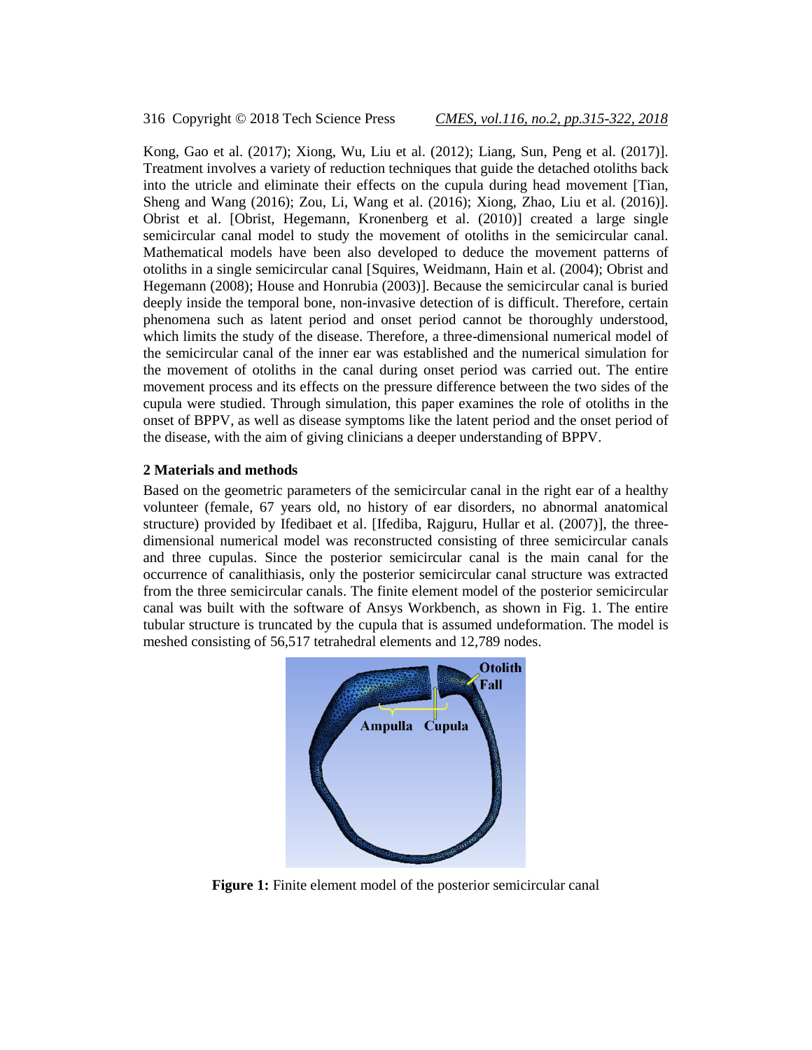Kong, Gao et al. (2017); Xiong, Wu, Liu et al. (2012); Liang, Sun, Peng et al. (2017)]. Treatment involves a variety of reduction techniques that guide the detached otoliths back into the utricle and eliminate their effects on the cupula during head movement [Tian, Sheng and Wang (2016); Zou, Li, Wang et al. (2016); Xiong, Zhao, Liu et al. (2016)]. Obrist et al. [Obrist, Hegemann, Kronenberg et al. (2010)] created a large single semicircular canal model to study the movement of otoliths in the semicircular canal. Mathematical models have been also developed to deduce the movement patterns of otoliths in a single semicircular canal [Squires, Weidmann, Hain et al. (2004); Obrist and Hegemann (2008); House and Honrubia (2003)]. Because the semicircular canal is buried deeply inside the temporal bone, non-invasive detection of is difficult. Therefore, certain phenomena such as latent period and onset period cannot be thoroughly understood, which limits the study of the disease. Therefore, a three-dimensional numerical model of the semicircular canal of the inner ear was established and the numerical simulation for the movement of otoliths in the canal during onset period was carried out. The entire movement process and its effects on the pressure difference between the two sides of the cupula were studied. Through simulation, this paper examines the role of otoliths in the onset of BPPV, as well as disease symptoms like the latent period and the onset period of the disease, with the aim of giving clinicians a deeper understanding of BPPV.

## 2 Materials and methods

Based on the geometric parameters of the semicircular canal in the right ear of a healthy volunteer (female, 67 years old, no history of ear disorders, no abnormal anatomical structure) provided by Ifedibaet et al. [Ifediba, Rajguru, Hullar et al. (2007)], the three-dimensional numerical model was reconstructed consisting of three semicircular canals and three cupulas. Since the posterior semicircular canal is the main canal for the occurrence of canalithiasis, only the posterior semicircular canal structure was extracted from the three semicircular canals. The finite element model of the posterior semicircular canal was built with the software of Ansys Workbench, as shown in Fig. 1. The entire tubular structure is truncated by the cupula that is assumed undeformation. The model is meshed consisting of 56,517 tetrahedral elements and 12,789 nodes.

**Figure 1:** Finite element model of the posterior semicircular canal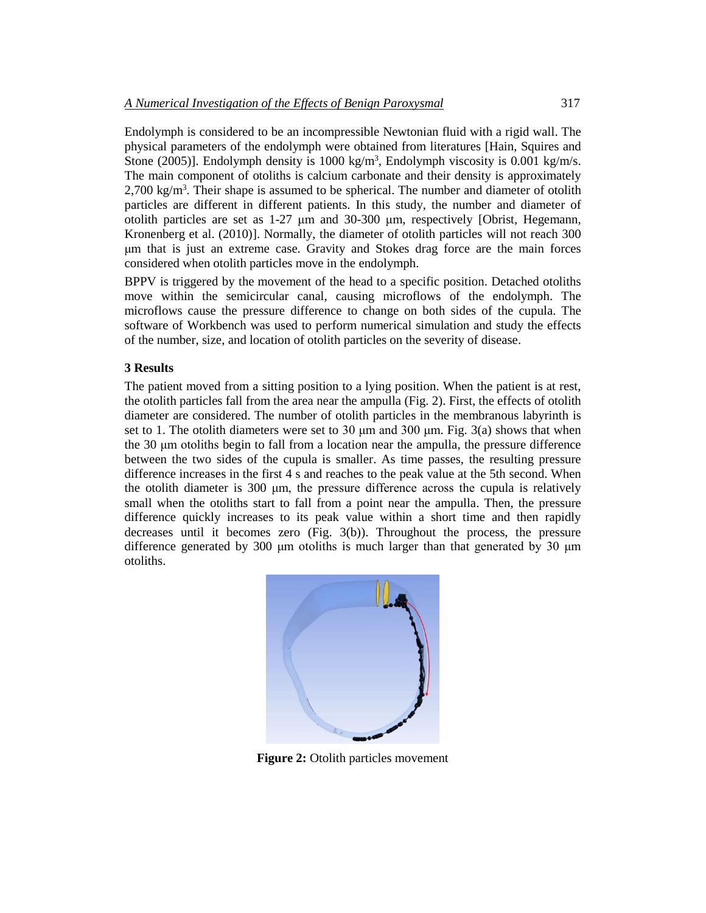Endolymph is considered to be an incompressible Newtonian fluid with a rigid wall. The physical parameters of the endolymph were obtained from literatures [Hain, Squires and Stone (2005)]. Endolymph density is 1000 $kg/m^3$, Endolymph viscosity is 0.001 kg/m/s. The main component of otoliths is calcium carbonate and their density is approximately 2,700 $kg/m^3$. Their shape is assumed to be spherical. The number and diameter of otolith particles are different in different patients. In this study, the number and diameter of otolith particles are set as 1-27 μm and 30-300 μm, respectively [Obrist, Hegemann, Kronenberg et al. (2010)]. Normally, the diameter of otolith particles will not reach 300 μm that is just an extreme case. Gravity and Stokes drag force are the main forces considered when otolith particles move in the endolymph.

BPPV is triggered by the movement of the head to a specific position. Detached otoliths move within the semicircular canal, causing microflows of the endolymph. The microflows cause the pressure difference to change on both sides of the cupula. The software of Workbench was used to perform numerical simulation and study the effects of the number, size, and location of otolith particles on the severity of disease.

### 3 Results

The patient moved from a sitting position to a lying position. When the patient is at rest, the otolith particles fall from the area near the ampulla (Fig. 2). First, the effects of otolith diameter are considered. The number of otolith particles in the membranous labyrinth is set to 1. The otolith diameters were set to 30 μm and 300 μm. Fig. 3(a) shows that when the 30 μm otoliths begin to fall from a location near the ampulla, the pressure difference between the two sides of the cupula is smaller. As time passes, the resulting pressure difference increases in the first 4 s and reaches to the peak value at the 5th second. When the otolith diameter is 300 μm, the pressure difference across the cupula is relatively small when the otoliths start to fall from a point near the ampulla. Then, the pressure difference quickly increases to its peak value within a short time and then rapidly decreases until it becomes zero (Fig. 3(b)). Throughout the process, the pressure difference generated by 300 μm otoliths is much larger than that generated by 30 μm otoliths.

**Figure 2:** Otolith particles movement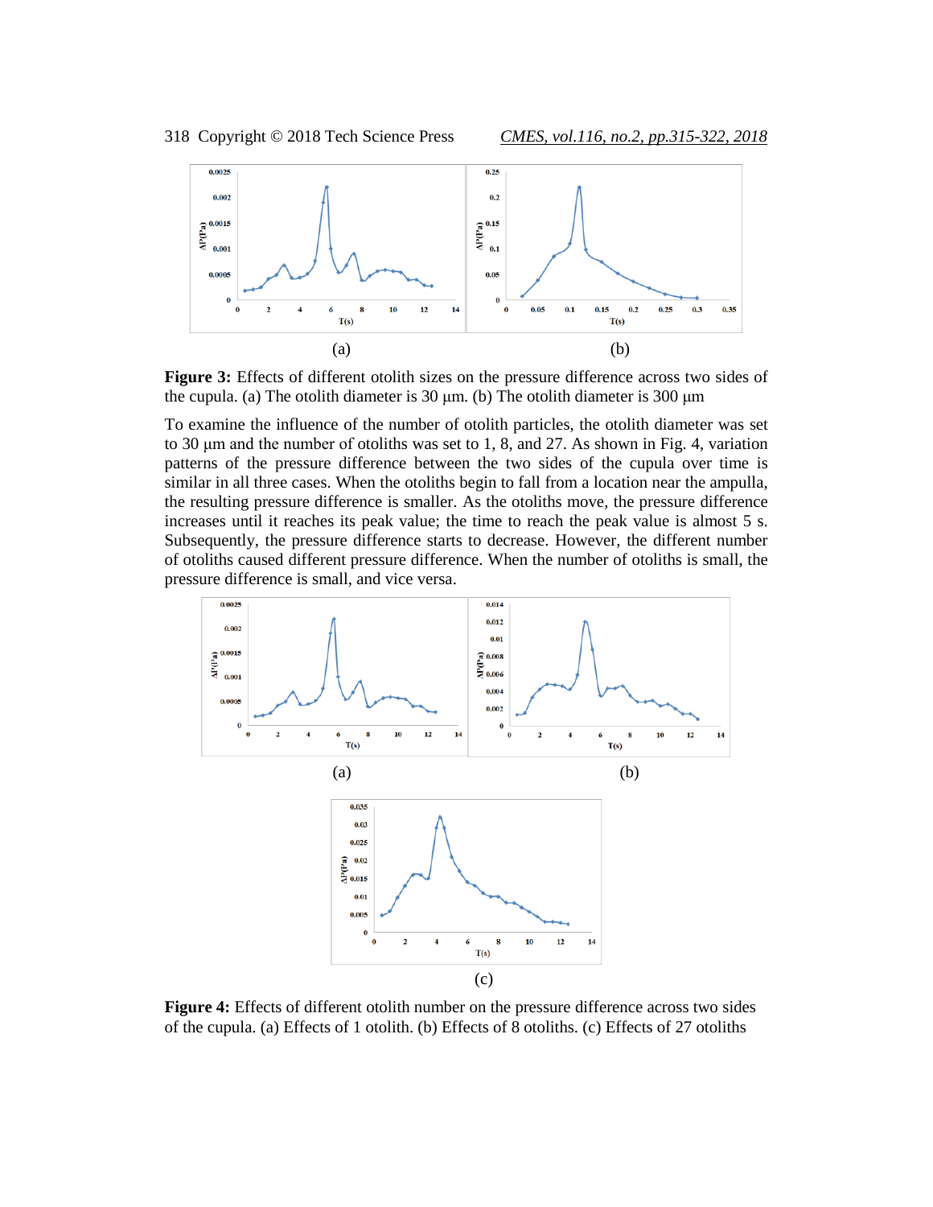**Figure 3:** Effects of different otolith sizes on the pressure difference across two sides of the cupula. (a) The otolith diameter is 30 μm. (b) The otolith diameter is 300 μm

To examine the influence of the number of otolith particles, the otolith diameter was set to 30 μm and the number of otoliths was set to 1, 8, and 27. As shown in Fig. 4, variation patterns of the pressure difference between the two sides of the cupula over time is similar in all three cases. When the otoliths begin to fall from a location near the ampulla, the resulting pressure difference is smaller. As the otoliths move, the pressure difference increases until it reaches its peak value; the time to reach the peak value is almost 5 s. Subsequently, the pressure difference starts to decrease. However, the different number of otoliths caused different pressure difference. When the number of otoliths is small, the pressure difference is small, and vice versa.

**Figure 4:** Effects of different otolith number on the pressure difference across two sides of the cupula. (a) Effects of 1 otolith. (b) Effects of 8 otoliths. (c) Effects of 27 otoliths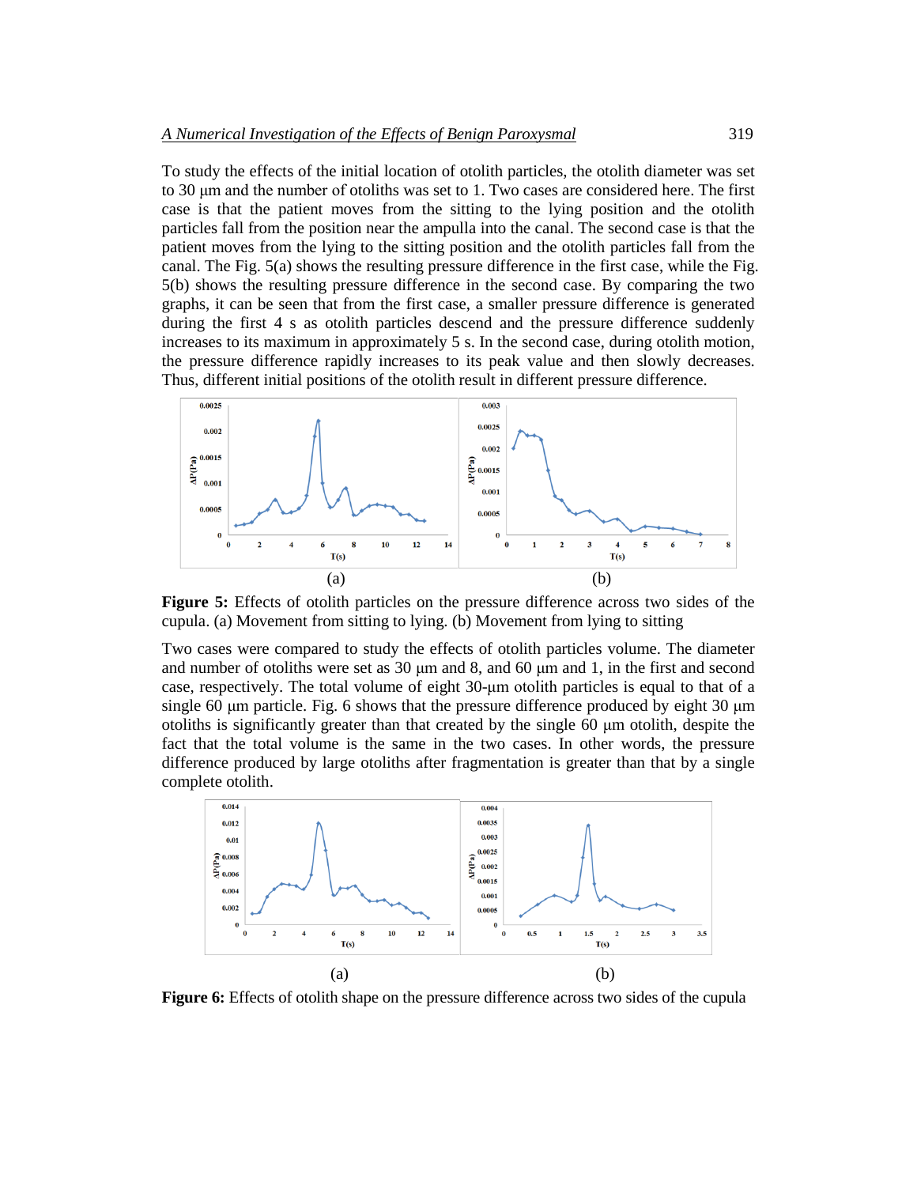To study the effects of the initial location of otolith particles, the otolith diameter was set to 30 μm and the number of otoliths was set to 1. Two cases are considered here. The first case is that the patient moves from the sitting to the lying position and the otolith particles fall from the position near the ampulla into the canal. The second case is that the patient moves from the lying to the sitting position and the otolith particles fall from the canal. The Fig. 5(a) shows the resulting pressure difference in the first case, while the Fig. 5(b) shows the resulting pressure difference in the second case. By comparing the two graphs, it can be seen that from the first case, a smaller pressure difference is generated during the first 4 s as otolith particles descend and the pressure difference suddenly increases to its maximum in approximately 5 s. In the second case, during otolith motion, the pressure difference rapidly increases to its peak value and then slowly decreases. Thus, different initial positions of the otolith result in different pressure difference.

(a) (b)

**Figure 5:** Effects of otolith particles on the pressure difference across two sides of the cupula. (a) Movement from sitting to lying. (b) Movement from lying to sitting

Two cases were compared to study the effects of otolith particles volume. The diameter and number of otoliths were set as 30 μm and 8, and 60 μm and 1, in the first and second case, respectively. The total volume of eight 30-μm otolith particles is equal to that of a single 60 μm particle. Fig. 6 shows that the pressure difference produced by eight 30 μm otoliths is significantly greater than that created by the single 60 μm otolith, despite the fact that the total volume is the same in the two cases. In other words, the pressure difference produced by large otoliths after fragmentation is greater than that by a single complete otolith.

(a) (b)

**Figure 6:** Effects of otolith shape on the pressure difference across two sides of the cupula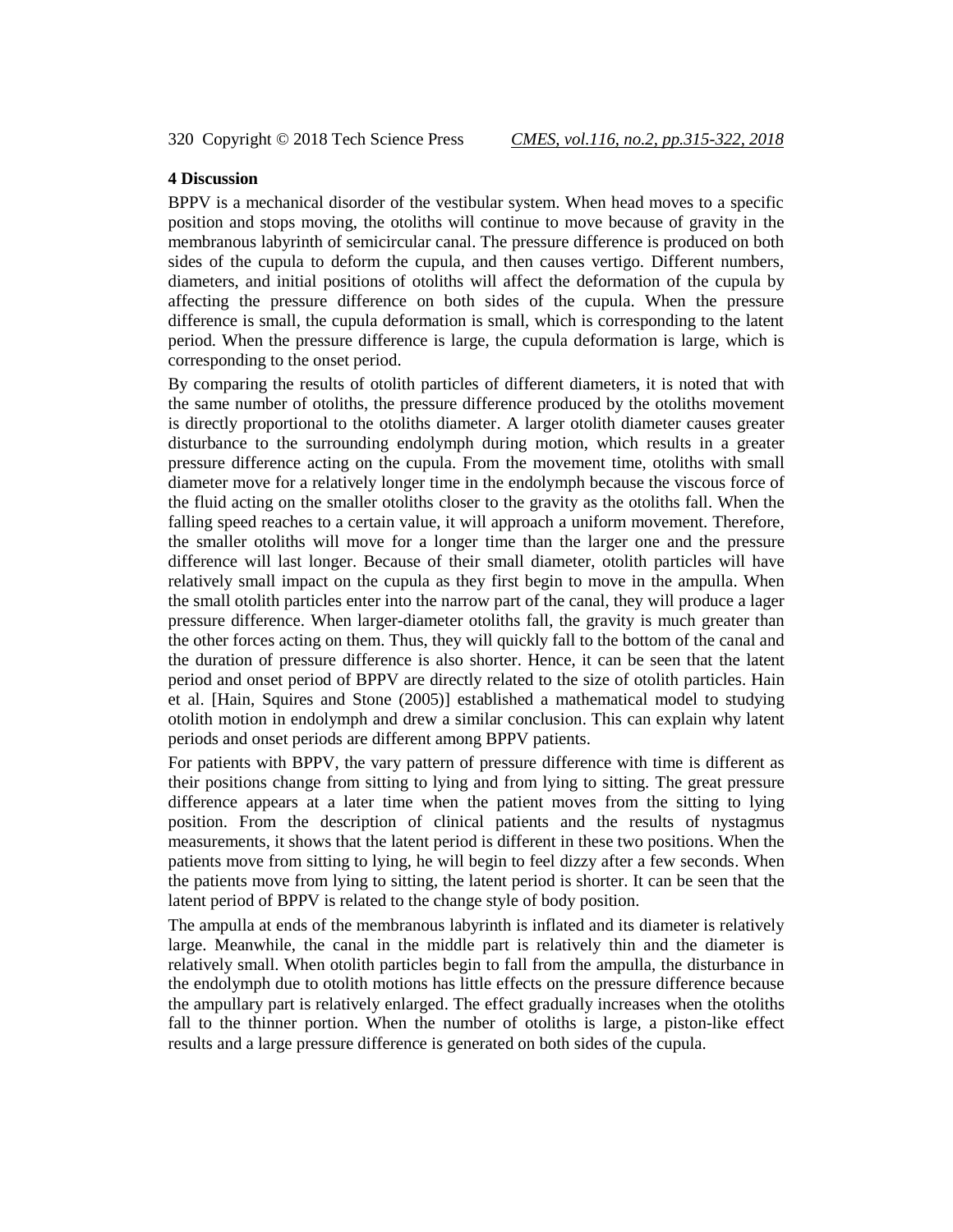## 4 Discussion

BPPV is a mechanical disorder of the vestibular system. When head moves to a specific position and stops moving, the otoliths will continue to move because of gravity in the membranous labyrinth of semicircular canal. The pressure difference is produced on both sides of the cupula to deform the cupula, and then causes vertigo. Different numbers, diameters, and initial positions of otoliths will affect the deformation of the cupula by affecting the pressure difference on both sides of the cupula. When the pressure difference is small, the cupula deformation is small, which is corresponding to the latent period. When the pressure difference is large, the cupula deformation is large, which is corresponding to the onset period.

By comparing the results of otolith particles of different diameters, it is noted that with the same number of otoliths, the pressure difference produced by the otoliths movement is directly proportional to the otoliths diameter. A larger otolith diameter causes greater disturbance to the surrounding endolymph during motion, which results in a greater pressure difference acting on the cupula. From the movement time, otoliths with small diameter move for a relatively longer time in the endolymph because the viscous force of the fluid acting on the smaller otoliths closer to the gravity as the otoliths fall. When the falling speed reaches to a certain value, it will approach a uniform movement. Therefore, the smaller otoliths will move for a longer time than the larger one and the pressure difference will last longer. Because of their small diameter, otolith particles will have relatively small impact on the cupula as they first begin to move in the ampulla. When the small otolith particles enter into the narrow part of the canal, they will produce a lager pressure difference. When larger-diameter otoliths fall, the gravity is much greater than the other forces acting on them. Thus, they will quickly fall to the bottom of the canal and the duration of pressure difference is also shorter. Hence, it can be seen that the latent period and onset period of BPPV are directly related to the size of otolith particles. Hain et al. [Hain, Squires and Stone (2005)] established a mathematical model to studying otolith motion in endolymph and drew a similar conclusion. This can explain why latent periods and onset periods are different among BPPV patients.

For patients with BPPV, the vary pattern of pressure difference with time is different as their positions change from sitting to lying and from lying to sitting. The great pressure difference appears at a later time when the patient moves from the sitting to lying position. From the description of clinical patients and the results of nystagmus measurements, it shows that the latent period is different in these two positions. When the patients move from sitting to lying, he will begin to feel dizzy after a few seconds. When the patients move from lying to sitting, the latent period is shorter. It can be seen that the latent period of BPPV is related to the change style of body position.

The ampulla at ends of the membranous labyrinth is inflated and its diameter is relatively large. Meanwhile, the canal in the middle part is relatively thin and the diameter is relatively small. When otolith particles begin to fall from the ampulla, the disturbance in the endolymph due to otolith motions has little effects on the pressure difference because the ampullary part is relatively enlarged. The effect gradually increases when the otoliths fall to the thinner portion. When the number of otoliths is large, a piston-like effect results and a large pressure difference is generated on both sides of the cupula.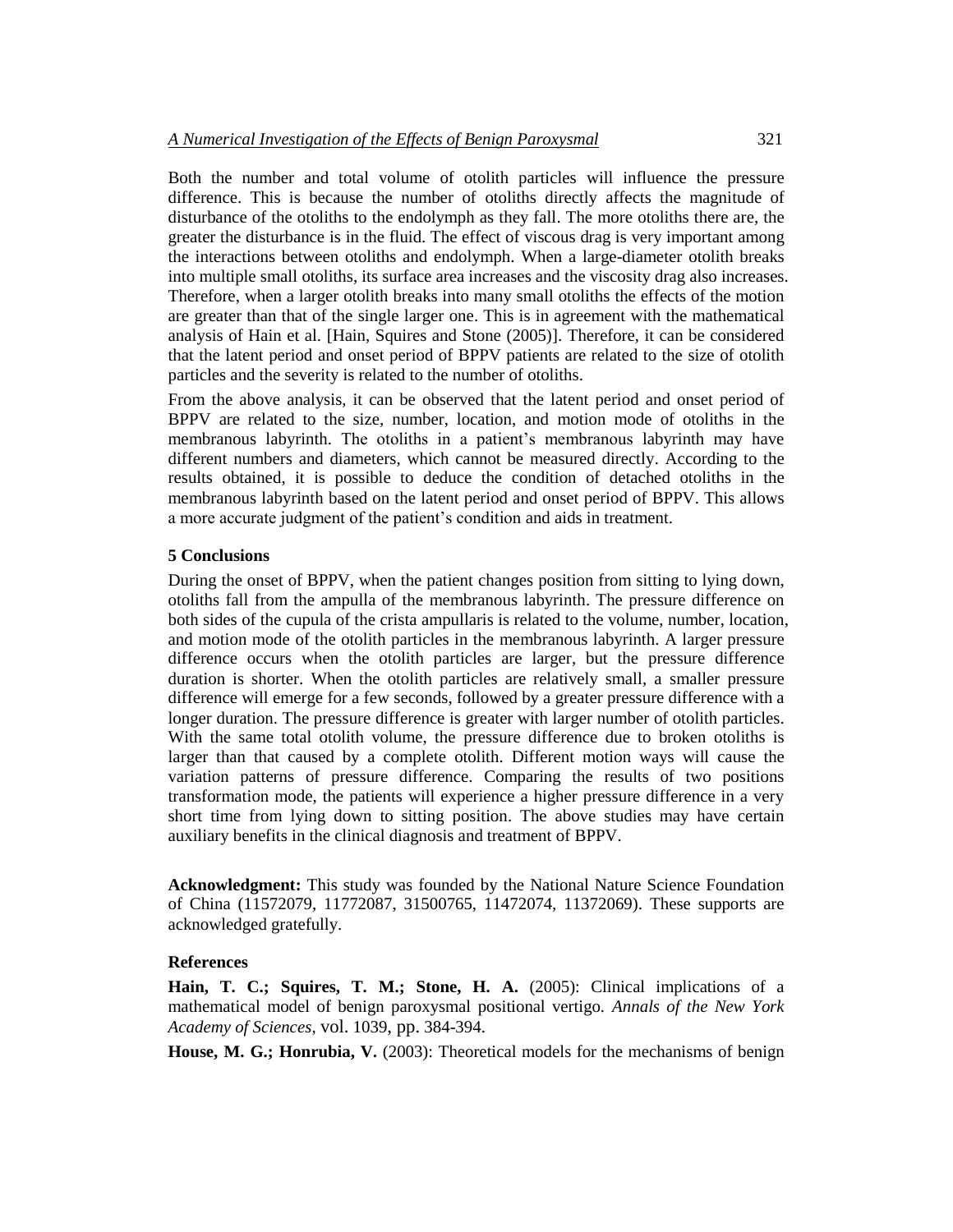Both the number and total volume of otolith particles will influence the pressure difference. This is because the number of otoliths directly affects the magnitude of disturbance of the otoliths to the endolymph as they fall. The more otoliths there are, the greater the disturbance is in the fluid. The effect of viscous drag is very important among the interactions between otoliths and endolymph. When a large-diameter otolith breaks into multiple small otoliths, its surface area increases and the viscosity drag also increases. Therefore, when a larger otolith breaks into many small otoliths the effects of the motion are greater than that of the single larger one. This is in agreement with the mathematical analysis of Hain et al. [Hain, Squires and Stone (2005)]. Therefore, it can be considered that the latent period and onset period of BPPV patients are related to the size of otolith particles and the severity is related to the number of otoliths.

From the above analysis, it can be observed that the latent period and onset period of BPPV are related to the size, number, location, and motion mode of otoliths in the membranous labyrinth. The otoliths in a patient's membranous labyrinth may have different numbers and diameters, which cannot be measured directly. According to the results obtained, it is possible to deduce the condition of detached otoliths in the membranous labyrinth based on the latent period and onset period of BPPV. This allows a more accurate judgment of the patient's condition and aids in treatment.

## 5 Conclusions

During the onset of BPPV, when the patient changes position from sitting to lying down, otoliths fall from the ampulla of the membranous labyrinth. The pressure difference on both sides of the cupula of the crista ampullaris is related to the volume, number, location, and motion mode of the otolith particles in the membranous labyrinth. A larger pressure difference occurs when the otolith particles are larger, but the pressure difference duration is shorter. When the otolith particles are relatively small, a smaller pressure difference will emerge for a few seconds, followed by a greater pressure difference with a longer duration. The pressure difference is greater with larger number of otolith particles. With the same total otolith volume, the pressure difference due to broken otoliths is larger than that caused by a complete otolith. Different motion ways will cause the variation patterns of pressure difference. Comparing the results of two positions transformation mode, the patients will experience a higher pressure difference in a very short time from lying down to sitting position. The above studies may have certain auxiliary benefits in the clinical diagnosis and treatment of BPPV.

**Acknowledgment:** This study was founded by the National Nature Science Foundation of China (11572079, 11772087, 31500765, 11472074, 11372069). These supports are acknowledged gratefully.

## References

**Hain, T. C.; Squires, T. M.; Stone, H. A.** (2005): Clinical implications of a mathematical model of benign paroxysmal positional vertigo. *Annals of the New York Academy of Sciences*, vol. 1039, pp. 384-394.

**House, M. G.; Honrubia, V.** (2003): Theoretical models for the mechanisms of benign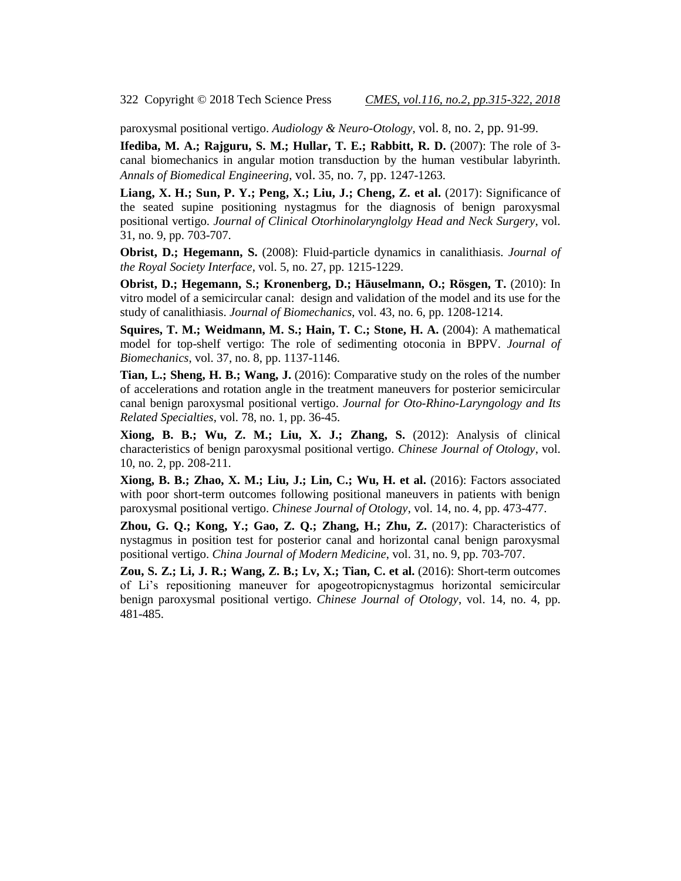paroxysmal positional vertigo. *Audiology & Neuro-Otology*, vol. 8, no. 2, pp. 91-99.

**Ifediba, M. A.; Rajguru, S. M.; Hullar, T. E.; Rabbitt, R. D.** (2007): The role of 3-canal biomechanics in angular motion transduction by the human vestibular labyrinth. *Annals of Biomedical Engineering*, vol. 35, no. 7, pp. 1247-1263.

**Liang, X. H.; Sun, P. Y.; Peng, X.; Liu, J.; Cheng, Z. et al.** (2017): Significance of the seated supine positioning nystagmus for the diagnosis of benign paroxysmal positional vertigo. *Journal of Clinical Otorhinolarynglolgy Head and Neck Surgery*, vol. 31, no. 9, pp. 703-707.

**Obrist, D.; Hegemann, S.** (2008): Fluid-particle dynamics in canalithiasis. *Journal of the Royal Society Interface*, vol. 5, no. 27, pp. 1215-1229.

**Obrist, D.; Hegemann, S.; Kronenberg, D.; Häuselmann, O.; Rösgen, T.** (2010): In vitro model of a semicircular canal: design and validation of the model and its use for the study of canalithiasis. *Journal of Biomechanics*, vol. 43, no. 6, pp. 1208-1214.

**Squires, T. M.; Weidmann, M. S.; Hain, T. C.; Stone, H. A.** (2004): A mathematical model for top-shelf vertigo: The role of sedimenting otoconia in BPPV. *Journal of Biomechanics*, vol. 37, no. 8, pp. 1137-1146.

**Tian, L.; Sheng, H. B.; Wang, J.** (2016): Comparative study on the roles of the number of accelerations and rotation angle in the treatment maneuvers for posterior semicircular canal benign paroxysmal positional vertigo. *Journal for Oto-Rhino-Laryngology and Its Related Specialties*, vol. 78, no. 1, pp. 36-45.

**Xiong, B. B.; Wu, Z. M.; Liu, X. J.; Zhang, S.** (2012): Analysis of clinical characteristics of benign paroxysmal positional vertigo. *Chinese Journal of Otology*, vol. 10, no. 2, pp. 208-211.

**Xiong, B. B.; Zhao, X. M.; Liu, J.; Lin, C.; Wu, H. et al.** (2016): Factors associated with poor short-term outcomes following positional maneuvers in patients with benign paroxysmal positional vertigo. *Chinese Journal of Otology*, vol. 14, no. 4, pp. 473-477.

**Zhou, G. Q.; Kong, Y.; Gao, Z. Q.; Zhang, H.; Zhu, Z.** (2017): Characteristics of nystagmus in position test for posterior canal and horizontal canal benign paroxysmal positional vertigo. *China Journal of Modern Medicine*, vol. 31, no. 9, pp. 703-707.

**Zou, S. Z.; Li, J. R.; Wang, Z. B.; Lv, X.; Tian, C. et al.** (2016): Short-term outcomes of Li's repositioning maneuver for apogeotropicnystagmus horizontal semicircular benign paroxysmal positional vertigo. *Chinese Journal of Otology*, vol. 14, no. 4, pp. 481-485.